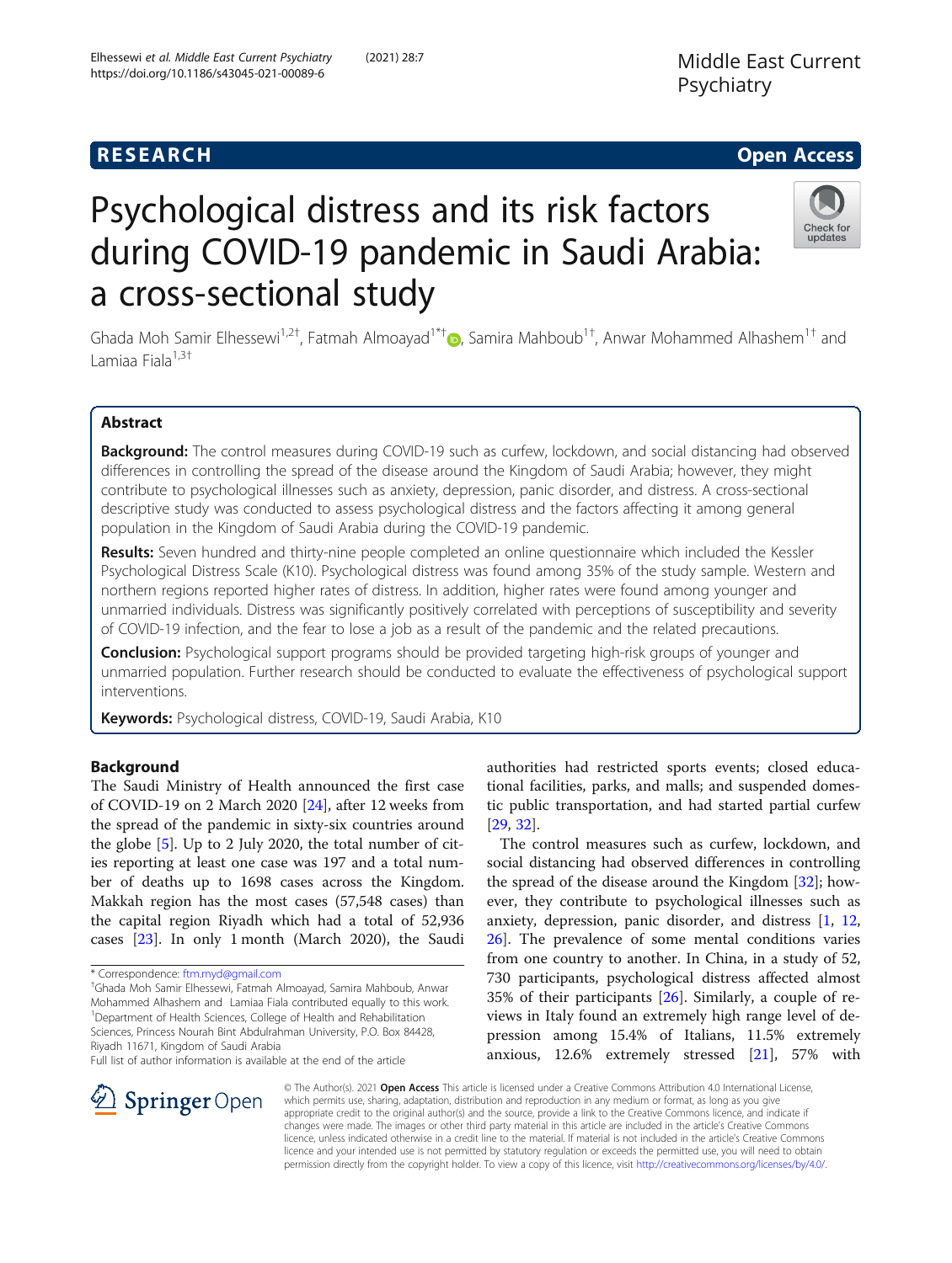Middle East Current Psychiatry

RESEARCH Open Access

# Psychological distress and its risk factors during COVID-19 pandemic in Saudi Arabia: a cross-sectional study

Ghada Moh Samir Elhessewi[1,2†], Fatmah Almoayad[1*†], Samira Mahboub[1†], Anwar Mohammed Alhashem[1†] and Lamiaa Fiala[1,3†]

## Abstract

**Background:** The control measures during COVID-19 such as curfew, lockdown, and social distancing had observed differences in controlling the spread of the disease around the Kingdom of Saudi Arabia; however, they might contribute to psychological illnesses such as anxiety, depression, panic disorder, and distress. A cross-sectional descriptive study was conducted to assess psychological distress and the factors affecting it among general population in the Kingdom of Saudi Arabia during the COVID-19 pandemic.

**Results:** Seven hundred and thirty-nine people completed an online questionnaire which included the Kessler Psychological Distress Scale (K10). Psychological distress was found among 35% of the study sample. Western and northern regions reported higher rates of distress. In addition, higher rates were found among younger and unmarried individuals. Distress was significantly positively correlated with perceptions of susceptibility and severity of COVID-19 infection, and the fear to lose a job as a result of the pandemic and the related precautions.

**Conclusion:** Psychological support programs should be provided targeting high-risk groups of younger and unmarried population. Further research should be conducted to evaluate the effectiveness of psychological support interventions.

**Keywords:** Psychological distress, COVID-19, Saudi Arabia, K10

## Background

The Saudi Ministry of Health announced the first case of COVID-19 on 2 March 2020 [24], after 12 weeks from the spread of the pandemic in sixty-six countries around the globe [5]. Up to 2 July 2020, the total number of cities reporting at least one case was 197 and a total number of deaths up to 1698 cases across the Kingdom. Makkah region has the most cases (57,548 cases) than the capital region Riyadh which had a total of 52,936 cases [23]. In only 1 month (March 2020), the Saudi authorities had restricted sports events; closed educational facilities, parks, and malls; and suspended domestic public transportation, and had started partial curfew [29, 32].

The control measures such as curfew, lockdown, and social distancing had observed differences in controlling the spread of the disease around the Kingdom [32]; however, they contribute to psychological illnesses such as anxiety, depression, panic disorder, and distress [1, 12, 26]. The prevalence of some mental conditions varies from one country to another. In China, in a study of 52,730 participants, psychological distress affected almost 35% of their participants [26]. Similarly, a couple of reviews in Italy found an extremely high range level of depression among 15.4% of Italians, 11.5% extremely anxious, 12.6% extremely stressed [21], 57% with

\* Correspondence: ftm.myd@gmail.com

†Ghada Moh Samir Elhessewi, Fatmah Almoayad, Samira Mahboub, Anwar Mohammed Alhashem and Lamiaa Fiala contributed equally to this work.

[1]Department of Health Sciences, College of Health and Rehabilitation Sciences, Princess Nourah Bint Abdulrahman University, P.O. Box 84428, Riyadh 11671, Kingdom of Saudi Arabia

Full list of author information is available at the end of the article

© The Author(s). 2021 **Open Access** This article is licensed under a Creative Commons Attribution 4.0 International License, which permits use, sharing, adaptation, distribution and reproduction in any medium or format, as long as you give appropriate credit to the original author(s) and the source, provide a link to the Creative Commons licence, and indicate if changes were made. The images or other third party material in this article are included in the article's Creative Commons licence, unless indicated otherwise in a credit line to the material. If material is not included in the article's Creative Commons licence and your intended use is not permitted by statutory regulation or exceeds the permitted use, you will need to obtain permission directly from the copyright holder. To view a copy of this licence, visit http://creativecommons.org/licenses/by/4.0/.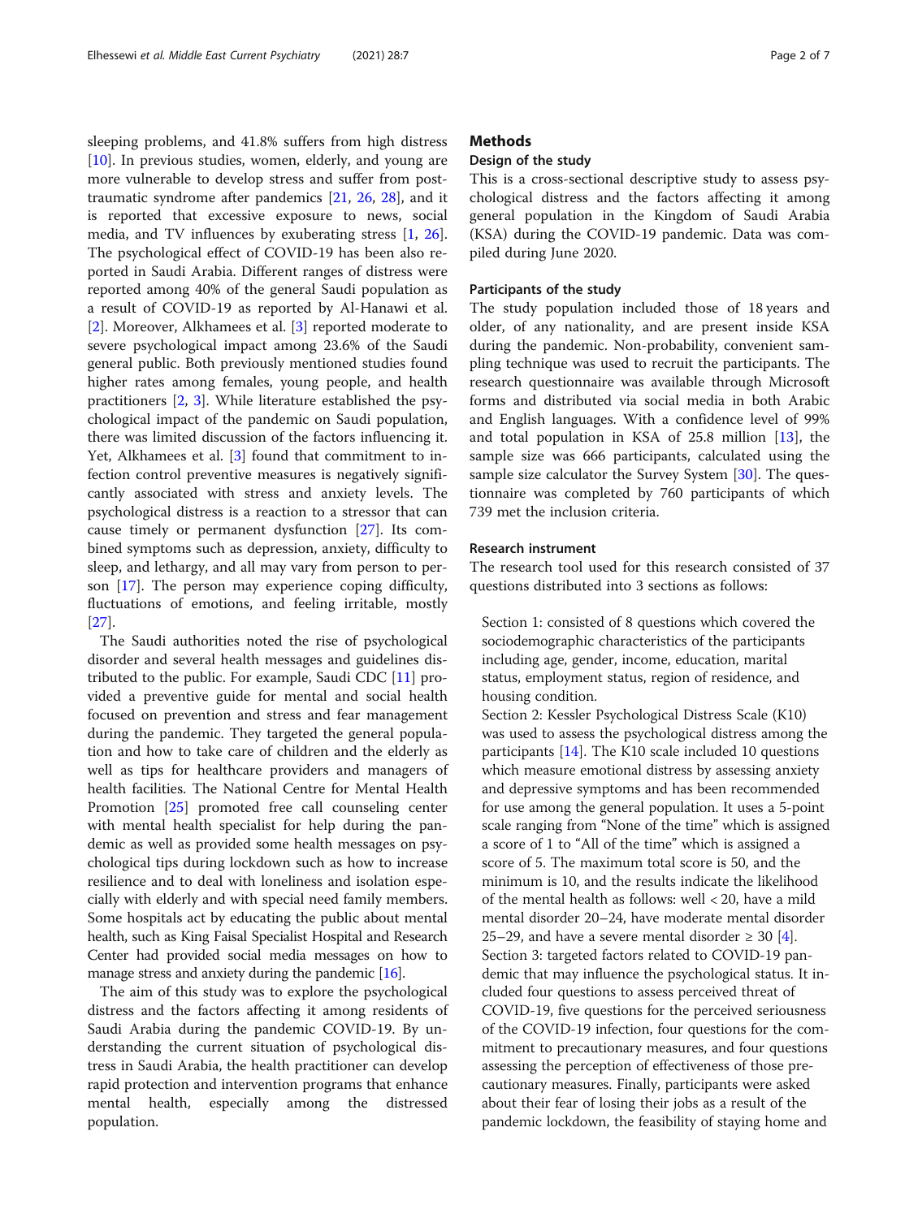sleeping problems, and 41.8% suffers from high distress [10]. In previous studies, women, elderly, and young are more vulnerable to develop stress and suffer from post-traumatic syndrome after pandemics [21, 26, 28], and it is reported that excessive exposure to news, social media, and TV influences by exuberating stress [1, 26]. The psychological effect of COVID-19 has been also reported in Saudi Arabia. Different ranges of distress were reported among 40% of the general Saudi population as a result of COVID-19 as reported by Al-Hanawi et al. [2]. Moreover, Alkhamees et al. [3] reported moderate to severe psychological impact among 23.6% of the Saudi general public. Both previously mentioned studies found higher rates among females, young people, and health practitioners [2, 3]. While literature established the psychological impact of the pandemic on Saudi population, there was limited discussion of the factors influencing it. Yet, Alkhamees et al. [3] found that commitment to infection control preventive measures is negatively significantly associated with stress and anxiety levels. The psychological distress is a reaction to a stressor that can cause timely or permanent dysfunction [27]. Its combined symptoms such as depression, anxiety, difficulty to sleep, and lethargy, and all may vary from person to person [17]. The person may experience coping difficulty, fluctuations of emotions, and feeling irritable, mostly [27].

The Saudi authorities noted the rise of psychological disorder and several health messages and guidelines distributed to the public. For example, Saudi CDC [11] provided a preventive guide for mental and social health focused on prevention and stress and fear management during the pandemic. They targeted the general population and how to take care of children and the elderly as well as tips for healthcare providers and managers of health facilities. The National Centre for Mental Health Promotion [25] promoted free call counseling center with mental health specialist for help during the pandemic as well as provided some health messages on psychological tips during lockdown such as how to increase resilience and to deal with loneliness and isolation especially with elderly and with special need family members. Some hospitals act by educating the public about mental health, such as King Faisal Specialist Hospital and Research Center had provided social media messages on how to manage stress and anxiety during the pandemic [16].

The aim of this study was to explore the psychological distress and the factors affecting it among residents of Saudi Arabia during the pandemic COVID-19. By understanding the current situation of psychological distress in Saudi Arabia, the health practitioner can develop rapid protection and intervention programs that enhance mental health, especially among the distressed population.

## Methods

### Design of the study

This is a cross-sectional descriptive study to assess psychological distress and the factors affecting it among general population in the Kingdom of Saudi Arabia (KSA) during the COVID-19 pandemic. Data was compiled during June 2020.

### Participants of the study

The study population included those of 18 years and older, of any nationality, and are present inside KSA during the pandemic. Non-probability, convenient sampling technique was used to recruit the participants. The research questionnaire was available through Microsoft forms and distributed via social media in both Arabic and English languages. With a confidence level of 99% and total population in KSA of 25.8 million [13], the sample size was 666 participants, calculated using the sample size calculator the Survey System [30]. The questionnaire was completed by 760 participants of which 739 met the inclusion criteria.

### Research instrument

The research tool used for this research consisted of 37 questions distributed into 3 sections as follows:

Section 1: consisted of 8 questions which covered the sociodemographic characteristics of the participants including age, gender, income, education, marital status, employment status, region of residence, and housing condition.

Section 2: Kessler Psychological Distress Scale (K10) was used to assess the psychological distress among the participants [14]. The K10 scale included 10 questions which measure emotional distress by assessing anxiety and depressive symptoms and has been recommended for use among the general population. It uses a 5-point scale ranging from "None of the time" which is assigned a score of 1 to "All of the time" which is assigned a score of 5. The maximum total score is 50, and the minimum is 10, and the results indicate the likelihood of the mental health as follows: well < 20, have a mild mental disorder 20–24, have moderate mental disorder 25–29, and have a severe mental disorder ≥ 30 [4].

Section 3: targeted factors related to COVID-19 pandemic that may influence the psychological status. It included four questions to assess perceived threat of COVID-19, five questions for the perceived seriousness of the COVID-19 infection, four questions for the commitment to precautionary measures, and four questions assessing the perception of effectiveness of those precautionary measures. Finally, participants were asked about their fear of losing their jobs as a result of the pandemic lockdown, the feasibility of staying home and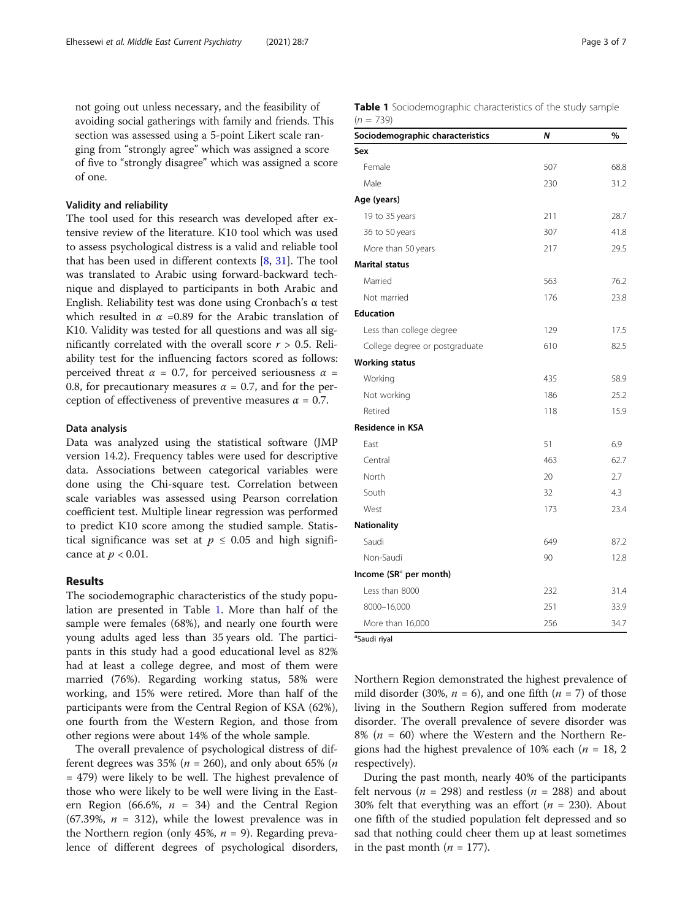not going out unless necessary, and the feasibility of avoiding social gatherings with family and friends. This section was assessed using a 5-point Likert scale ranging from "strongly agree" which was assigned a score of five to "strongly disagree" which was assigned a score of one.

### Validity and reliability

The tool used for this research was developed after extensive review of the literature. K10 tool which was used to assess psychological distress is a valid and reliable tool that has been used in different contexts [8, 31]. The tool was translated to Arabic using forward-backward technique and displayed to participants in both Arabic and English. Reliability test was done using Cronbach's α test which resulted in $\alpha$ =0.89 for the Arabic translation of K10. Validity was tested for all questions and was all significantly correlated with the overall score $r > 0.5$. Reliability test for the influencing factors scored as follows: perceived threat $\alpha$ = 0.7, for perceived seriousness $\alpha$ = 0.8, for precautionary measures $\alpha$ = 0.7, and for the perception of effectiveness of preventive measures $\alpha$ = 0.7.

### Data analysis

Data was analyzed using the statistical software (JMP version 14.2). Frequency tables were used for descriptive data. Associations between categorical variables were done using the Chi-square test. Correlation between scale variables was assessed using Pearson correlation coefficient test. Multiple linear regression was performed to predict K10 score among the studied sample. Statistical significance was set at $p \leq 0.05$ and high significance at $p < 0.01$.

## Results

The sociodemographic characteristics of the study population are presented in Table 1. More than half of the sample were females (68%), and nearly one fourth were young adults aged less than 35 years old. The participants in this study had a good educational level as 82% had at least a college degree, and most of them were married (76%). Regarding working status, 58% were working, and 15% were retired. More than half of the participants were from the Central Region of KSA (62%), one fourth from the Western Region, and those from other regions were about 14% of the whole sample.

The overall prevalence of psychological distress of different degrees was 35% ($n$ = 260), and only about 65% ($n$ = 479) were likely to be well. The highest prevalence of those who were likely to be well were living in the Eastern Region (66.6%, $n$ = 34) and the Central Region (67.39%, $n$ = 312), while the lowest prevalence was in the Northern region (only 45%, $n$ = 9). Regarding prevalence of different degrees of psychological disorders, Northern Region demonstrated the highest prevalence of mild disorder (30%, $n$ = 6), and one fifth ($n$ = 7) of those living in the Southern Region suffered from moderate disorder. The overall prevalence of severe disorder was 8% ($n$ = 60) where the Western and the Northern Regions had the highest prevalence of 10% each ($n$ = 18, 2 respectively).

During the past month, nearly 40% of the participants felt nervous ($n$ = 298) and restless ($n$ = 288) and about 30% felt that everything was an effort ($n$ = 230). About one fifth of the studied population felt depressed and so sad that nothing could cheer them up at least sometimes in the past month ($n$ = 177).

**Table 1** Sociodemographic characteristics of the study sample ($n$ = 739)

| Sociodemographic characteristics | N | % |
|---|---|---|
| **Sex** | | |
| Female | 507 | 68.8 |
| Male | 230 | 31.2 |
| **Age (years)** | | |
| 19 to 35 years | 211 | 28.7 |
| 36 to 50 years | 307 | 41.8 |
| More than 50 years | 217 | 29.5 |
| **Marital status** | | |
| Married | 563 | 76.2 |
| Not married | 176 | 23.8 |
| **Education** | | |
| Less than college degree | 129 | 17.5 |
| College degree or postgraduate | 610 | 82.5 |
| **Working status** | | |
| Working | 435 | 58.9 |
| Not working | 186 | 25.2 |
| Retired | 118 | 15.9 |
| **Residence in KSA** | | |
| East | 51 | 6.9 |
| Central | 463 | 62.7 |
| North | 20 | 2.7 |
| South | 32 | 4.3 |
| West | 173 | 23.4 |
| **Nationality** | | |
| Saudi | 649 | 87.2 |
| Non-Saudi | 90 | 12.8 |
| **Income (SR[a] per month)** | | |
| Less than 8000 | 232 | 31.4 |
| 8000–16,000 | 251 | 33.9 |
| More than 16,000 | 256 | 34.7 |

[a]Saudi riyal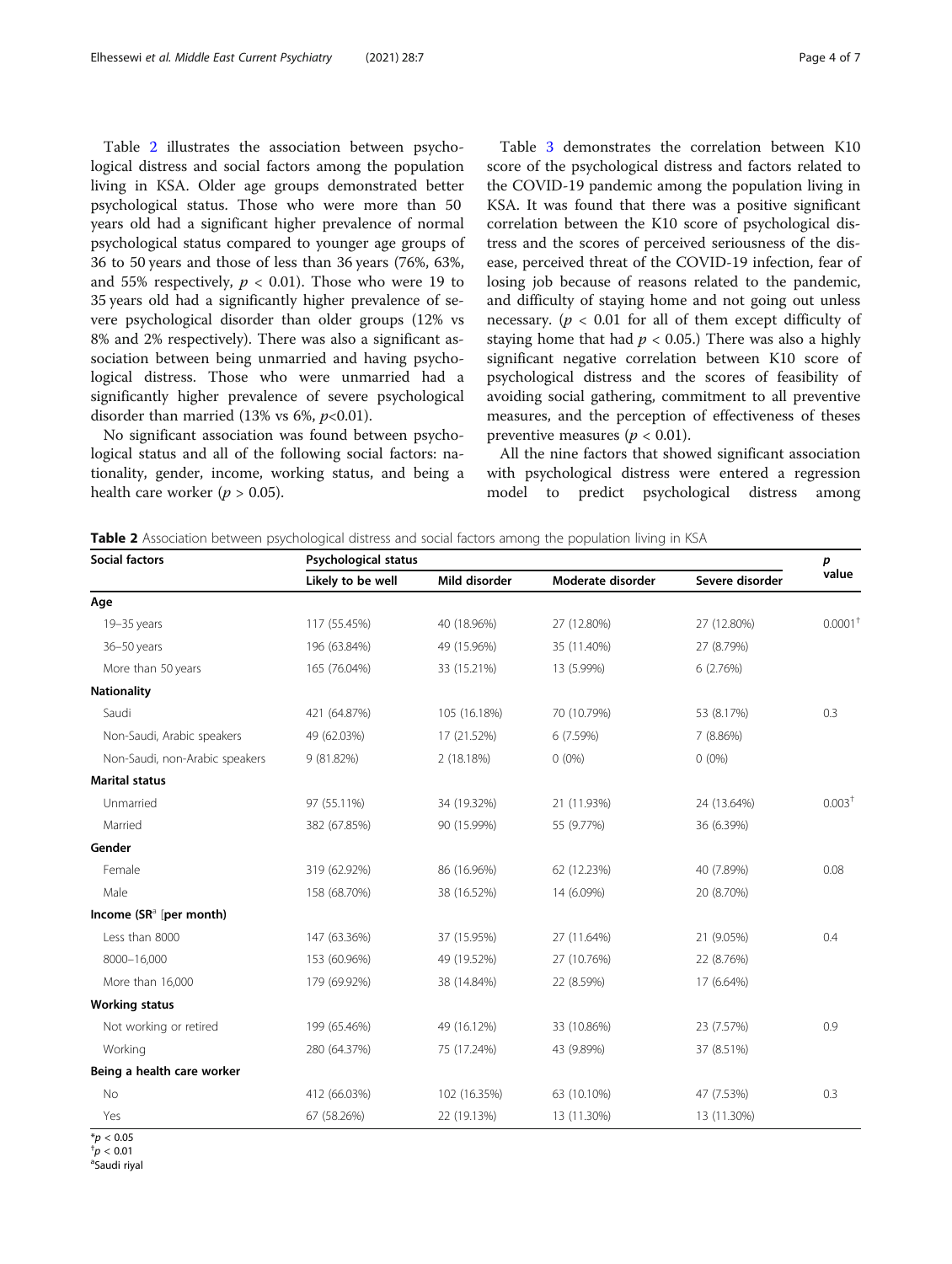Table 2 illustrates the association between psychological distress and social factors among the population living in KSA. Older age groups demonstrated better psychological status. Those who were more than 50 years old had a significant higher prevalence of normal psychological status compared to younger age groups of 36 to 50 years and those of less than 36 years (76%, 63%, and 55% respectively, $p < 0.01$). Those who were 19 to 35 years old had a significantly higher prevalence of severe psychological disorder than older groups (12% vs 8% and 2% respectively). There was also a significant association between being unmarried and having psychological distress. Those who were unmarried had a significantly higher prevalence of severe psychological disorder than married (13% vs 6%, $p<0.01$).

No significant association was found between psychological status and all of the following social factors: nationality, gender, income, working status, and being a health care worker ($p > 0.05$).

Table 3 demonstrates the correlation between K10 score of the psychological distress and factors related to the COVID-19 pandemic among the population living in KSA. It was found that there was a positive significant correlation between the K10 score of psychological distress and the scores of perceived seriousness of the disease, perceived threat of the COVID-19 infection, fear of losing job because of reasons related to the pandemic, and difficulty of staying home and not going out unless necessary. ($p < 0.01$ for all of them except difficulty of staying home that had $p < 0.05$.) There was also a highly significant negative correlation between K10 score of psychological distress and the scores of feasibility of avoiding social gathering, commitment to all preventive measures, and the perception of effectiveness of theses preventive measures ($p < 0.01$).

All the nine factors that showed significant association with psychological distress were entered a regression model to predict psychological distress among

**Table 2** Association between psychological distress and social factors among the population living in KSA

| Social factors | Psychological status | | | | p value |
|---|---|---|---|---|---|
| | Likely to be well | Mild disorder | Moderate disorder | Severe disorder | |
| **Age** | | | | | |
| 19–35 years | 117 (55.45%) | 40 (18.96%) | 27 (12.80%) | 27 (12.80%) | 0.0001[†] |
| 36–50 years | 196 (63.84%) | 49 (15.96%) | 35 (11.40%) | 27 (8.79%) | |
| More than 50 years | 165 (76.04%) | 33 (15.21%) | 13 (5.99%) | 6 (2.76%) | |
| **Nationality** | | | | | |
| Saudi | 421 (64.87%) | 105 (16.18%) | 70 (10.79%) | 53 (8.17%) | 0.3 |
| Non-Saudi, Arabic speakers | 49 (62.03%) | 17 (21.52%) | 6 (7.59%) | 7 (8.86%) | |
| Non-Saudi, non-Arabic speakers | 9 (81.82%) | 2 (18.18%) | 0 (0%) | 0 (0%) | |
| **Marital status** | | | | | |
| Unmarried | 97 (55.11%) | 34 (19.32%) | 21 (11.93%) | 24 (13.64%) | 0.003[†] |
| Married | 382 (67.85%) | 90 (15.99%) | 55 (9.77%) | 36 (6.39%) | |
| **Gender** | | | | | |
| Female | 319 (62.92%) | 86 (16.96%) | 62 (12.23%) | 40 (7.89%) | 0.08 |
| Male | 158 (68.70%) | 38 (16.52%) | 14 (6.09%) | 20 (8.70%) | |
| **Income (SR[a] [per month)** | | | | | |
| Less than 8000 | 147 (63.36%) | 37 (15.95%) | 27 (11.64%) | 21 (9.05%) | 0.4 |
| 8000–16,000 | 153 (60.96%) | 49 (19.52%) | 27 (10.76%) | 22 (8.76%) | |
| More than 16,000 | 179 (69.92%) | 38 (14.84%) | 22 (8.59%) | 17 (6.64%) | |
| **Working status** | | | | | |
| Not working or retired | 199 (65.46%) | 49 (16.12%) | 33 (10.86%) | 23 (7.57%) | 0.9 |
| Working | 280 (64.37%) | 75 (17.24%) | 43 (9.89%) | 37 (8.51%) | |
| **Being a health care worker** | | | | | |
| No | 412 (66.03%) | 102 (16.35%) | 63 (10.10%) | 47 (7.53%) | 0.3 |
| Yes | 67 (58.26%) | 22 (19.13%) | 13 (11.30%) | 13 (11.30%) | |

*$p < 0.05$
[†]$p < 0.01$
[a]Saudi riyal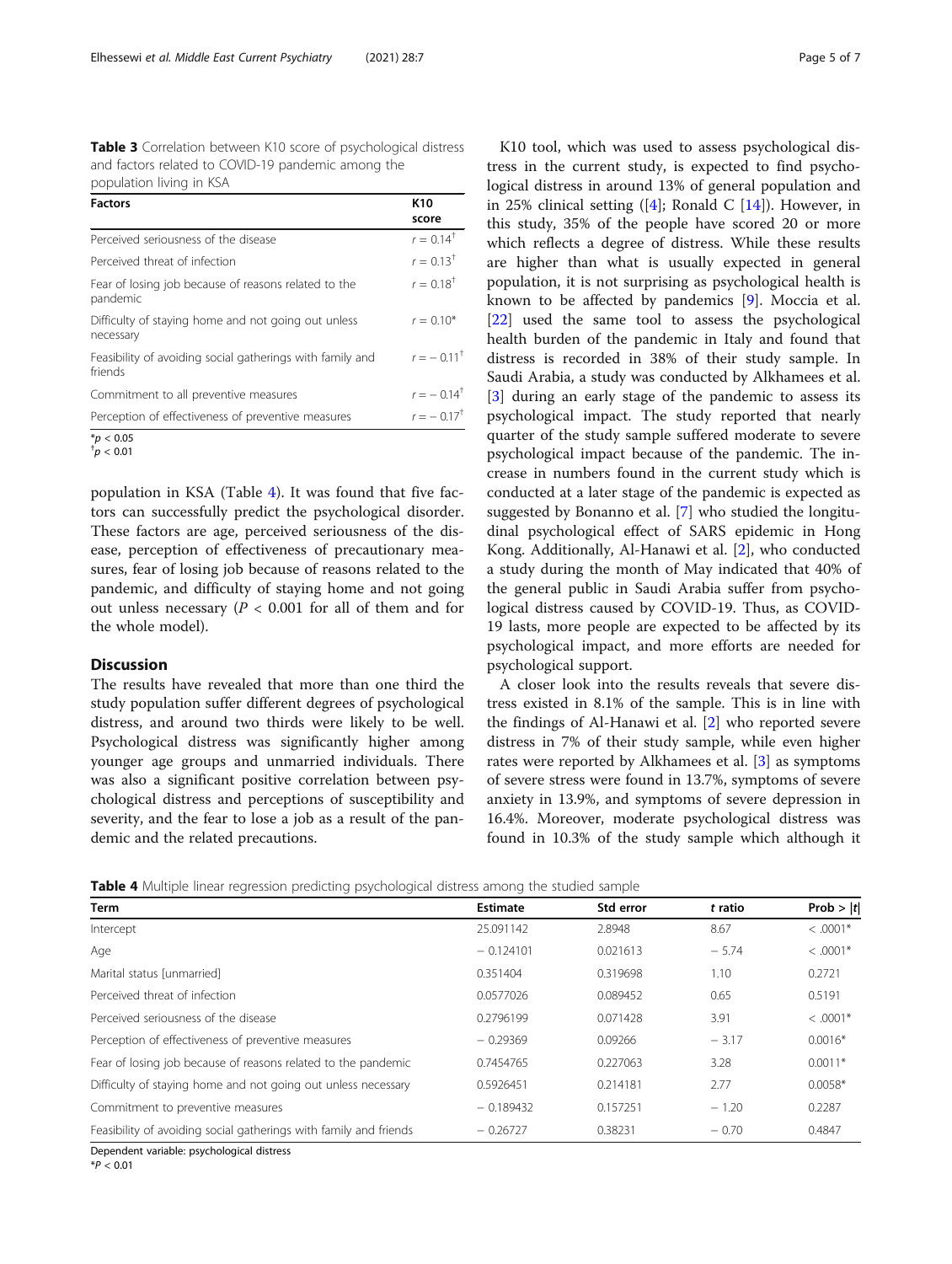**Table 3** Correlation between K10 score of psychological distress and factors related to COVID-19 pandemic among the population living in KSA

| Factors | K10 score |
| --- | --- |
| Perceived seriousness of the disease | $r = 0.14^{\dagger}$ |
| Perceived threat of infection | $r = 0.13^{\dagger}$ |
| Fear of losing job because of reasons related to the pandemic | $r = 0.18^{\dagger}$ |
| Difficulty of staying home and not going out unless necessary | $r = 0.10^{*}$ |
| Feasibility of avoiding social gatherings with family and friends | $r = -0.11^{\dagger}$ |
| Commitment to all preventive measures | $r = -0.14^{\dagger}$ |
| Perception of effectiveness of preventive measures | $r = -0.17^{\dagger}$ |

$^{*}p < 0.05$
$^{\dagger}p < 0.01$

population in KSA (Table 4). It was found that five factors can successfully predict the psychological disorder. These factors are age, perceived seriousness of the disease, perception of effectiveness of precautionary measures, fear of losing job because of reasons related to the pandemic, and difficulty of staying home and not going out unless necessary ($P < 0.001$ for all of them and for the whole model).

## Discussion

The results have revealed that more than one third the study population suffer different degrees of psychological distress, and around two thirds were likely to be well. Psychological distress was significantly higher among younger age groups and unmarried individuals. There was also a significant positive correlation between psychological distress and perceptions of susceptibility and severity, and the fear to lose a job as a result of the pandemic and the related precautions.

K10 tool, which was used to assess psychological distress in the current study, is expected to find psychological distress in around 13% of general population and in 25% clinical setting ([4]; Ronald C [14]). However, in this study, 35% of the people have scored 20 or more which reflects a degree of distress. While these results are higher than what is usually expected in general population, it is not surprising as psychological health is known to be affected by pandemics [9]. Moccia et al. [22] used the same tool to assess the psychological health burden of the pandemic in Italy and found that distress is recorded in 38% of their study sample. In Saudi Arabia, a study was conducted by Alkhamees et al. [3] during an early stage of the pandemic to assess its psychological impact. The study reported that nearly quarter of the study sample suffered moderate to severe psychological impact because of the pandemic. The increase in numbers found in the current study which is conducted at a later stage of the pandemic is expected as suggested by Bonanno et al. [7] who studied the longitudinal psychological effect of SARS epidemic in Hong Kong. Additionally, Al-Hanawi et al. [2], who conducted a study during the month of May indicated that 40% of the general public in Saudi Arabia suffer from psychological distress caused by COVID-19. Thus, as COVID-19 lasts, more people are expected to be affected by its psychological impact, and more efforts are needed for psychological support.

A closer look into the results reveals that severe distress existed in 8.1% of the sample. This is in line with the findings of Al-Hanawi et al. [2] who reported severe distress in 7% of their study sample, while even higher rates were reported by Alkhamees et al. [3] as symptoms of severe stress were found in 13.7%, symptoms of severe anxiety in 13.9%, and symptoms of severe depression in 16.4%. Moreover, moderate psychological distress was found in 10.3% of the study sample which although it

**Table 4** Multiple linear regression predicting psychological distress among the studied sample

| Term | Estimate | Std error | *t* ratio | Prob > \|*t*\| |
| --- | --- | --- | --- | --- |
| Intercept | 25.091142 | 2.8948 | 8.67 | < .0001* |
| Age | − 0.124101 | 0.021613 | − 5.74 | < .0001* |
| Marital status [unmarried] | 0.351404 | 0.319698 | 1.10 | 0.2721 |
| Perceived threat of infection | 0.0577026 | 0.089452 | 0.65 | 0.5191 |
| Perceived seriousness of the disease | 0.2796199 | 0.071428 | 3.91 | < .0001* |
| Perception of effectiveness of preventive measures | − 0.29369 | 0.09266 | − 3.17 | 0.0016* |
| Fear of losing job because of reasons related to the pandemic | 0.7454765 | 0.227063 | 3.28 | 0.0011* |
| Difficulty of staying home and not going out unless necessary | 0.5926451 | 0.214181 | 2.77 | 0.0058* |
| Commitment to preventive measures | − 0.189432 | 0.157251 | − 1.20 | 0.2287 |
| Feasibility of avoiding social gatherings with family and friends | − 0.26727 | 0.38231 | − 0.70 | 0.4847 |

Dependent variable: psychological distress
$^{*}P < 0.01$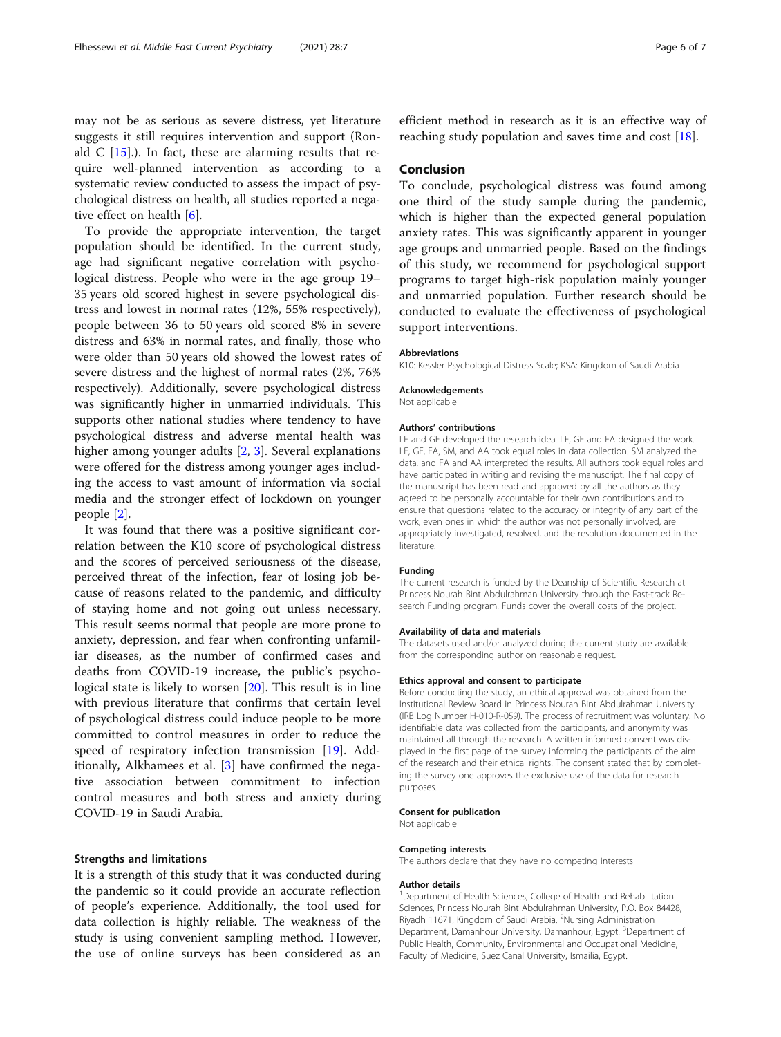may not be as serious as severe distress, yet literature suggests it still requires intervention and support (Ronald C [15].). In fact, these are alarming results that require well-planned intervention as according to a systematic review conducted to assess the impact of psychological distress on health, all studies reported a negative effect on health [6].

To provide the appropriate intervention, the target population should be identified. In the current study, age had significant negative correlation with psychological distress. People who were in the age group 19–35 years old scored highest in severe psychological distress and lowest in normal rates (12%, 55% respectively), people between 36 to 50 years old scored 8% in severe distress and 63% in normal rates, and finally, those who were older than 50 years old showed the lowest rates of severe distress and the highest of normal rates (2%, 76% respectively). Additionally, severe psychological distress was significantly higher in unmarried individuals. This supports other national studies where tendency to have psychological distress and adverse mental health was higher among younger adults [2, 3]. Several explanations were offered for the distress among younger ages including the access to vast amount of information via social media and the stronger effect of lockdown on younger people [2].

It was found that there was a positive significant correlation between the K10 score of psychological distress and the scores of perceived seriousness of the disease, perceived threat of the infection, fear of losing job because of reasons related to the pandemic, and difficulty of staying home and not going out unless necessary. This result seems normal that people are more prone to anxiety, depression, and fear when confronting unfamiliar diseases, as the number of confirmed cases and deaths from COVID-19 increase, the public's psychological state is likely to worsen [20]. This result is in line with previous literature that confirms that certain level of psychological distress could induce people to be more committed to control measures in order to reduce the speed of respiratory infection transmission [19]. Additionally, Alkhamees et al. [3] have confirmed the negative association between commitment to infection control measures and both stress and anxiety during COVID-19 in Saudi Arabia.

### Strengths and limitations

It is a strength of this study that it was conducted during the pandemic so it could provide an accurate reflection of people's experience. Additionally, the tool used for data collection is highly reliable. The weakness of the study is using convenient sampling method. However, the use of online surveys has been considered as an efficient method in research as it is an effective way of reaching study population and saves time and cost [18].

## Conclusion

To conclude, psychological distress was found among one third of the study sample during the pandemic, which is higher than the expected general population anxiety rates. This was significantly apparent in younger age groups and unmarried people. Based on the findings of this study, we recommend for psychological support programs to target high-risk population mainly younger and unmarried population. Further research should be conducted to evaluate the effectiveness of psychological support interventions.

#### Abbreviations

K10: Kessler Psychological Distress Scale; KSA: Kingdom of Saudi Arabia

#### Acknowledgements

Not applicable

#### Authors' contributions

LF and GE developed the research idea. LF, GE and FA designed the work. LF, GE, FA, SM, and AA took equal roles in data collection. SM analyzed the data, and FA and AA interpreted the results. All authors took equal roles and have participated in writing and revising the manuscript. The final copy of the manuscript has been read and approved by all the authors as they agreed to be personally accountable for their own contributions and to ensure that questions related to the accuracy or integrity of any part of the work, even ones in which the author was not personally involved, are appropriately investigated, resolved, and the resolution documented in the literature.

#### Funding

The current research is funded by the Deanship of Scientific Research at Princess Nourah Bint Abdulrahman University through the Fast-track Research Funding program. Funds cover the overall costs of the project.

#### Availability of data and materials

The datasets used and/or analyzed during the current study are available from the corresponding author on reasonable request.

#### Ethics approval and consent to participate

Before conducting the study, an ethical approval was obtained from the Institutional Review Board in Princess Nourah Bint Abdulrahman University (IRB Log Number H-010-R-059). The process of recruitment was voluntary. No identifiable data was collected from the participants, and anonymity was maintained all through the research. A written informed consent was displayed in the first page of the survey informing the participants of the aim of the research and their ethical rights. The consent stated that by completing the survey one approves the exclusive use of the data for research purposes.

#### Consent for publication

Not applicable

#### Competing interests

The authors declare that they have no competing interests

#### Author details

[1]Department of Health Sciences, College of Health and Rehabilitation Sciences, Princess Nourah Bint Abdulrahman University, P.O. Box 84428, Riyadh 11671, Kingdom of Saudi Arabia. [2]Nursing Administration Department, Damanhour University, Damanhour, Egypt. [3]Department of Public Health, Community, Environmental and Occupational Medicine, Faculty of Medicine, Suez Canal University, Ismailia, Egypt.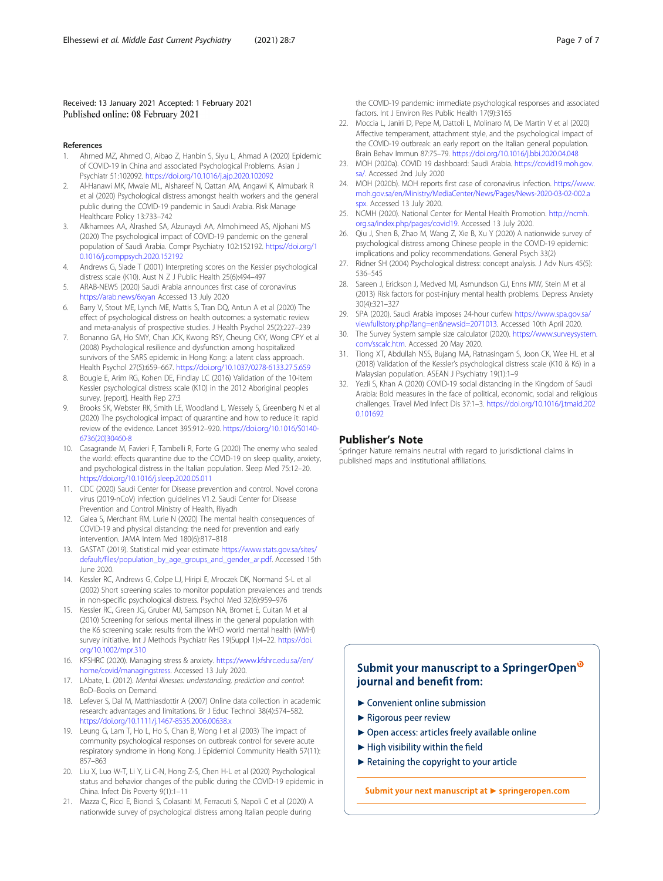Received: 13 January 2021 Accepted: 1 February 2021
Published online: 08 February 2021

## References

1. Ahmed MZ, Ahmed O, Aibao Z, Hanbin S, Siyu L, Ahmad A (2020) Epidemic of COVID-19 in China and associated Psychological Problems. Asian J Psychiatr 51:102092. https://doi.org/10.1016/j.ajp.2020.102092
2. Al-Hanawi MK, Mwale ML, Alshareef N, Qattan AM, Angawi K, Almubark R et al (2020) Psychological distress amongst health workers and the general public during the COVID-19 pandemic in Saudi Arabia. Risk Manage Healthcare Policy 13:733–742
3. Alkhamees AA, Alrashed SA, Alzunaydi AA, Almohimeed AS, Aljohani MS (2020) The psychological impact of COVID-19 pandemic on the general population of Saudi Arabia. Compr Psychiatry 102:152192. https://doi.org/10.1016/j.comppsych.2020.152192
4. Andrews G, Slade T (2001) Interpreting scores on the Kessler psychological distress scale (K10). Aust N Z J Public Health 25(6):494–497
5. ARAB-NEWS (2020) Saudi Arabia announces first case of coronavirus https://arab.news/6xyan Accessed 13 July 2020
6. Barry V, Stout ME, Lynch ME, Mattis S, Tran DQ, Antun A et al (2020) The effect of psychological distress on health outcomes: a systematic review and meta-analysis of prospective studies. J Health Psychol 25(2):227–239
7. Bonanno GA, Ho SMY, Chan JCK, Kwong RSY, Cheung CKY, Wong CPY et al (2008) Psychological resilience and dysfunction among hospitalized survivors of the SARS epidemic in Hong Kong: a latent class approach. Health Psychol 27(5):659–667. https://doi.org/10.1037/0278-6133.27.5.659
8. Bougie E, Arim RG, Kohen DE, Findlay LC (2016) Validation of the 10-item Kessler psychological distress scale (K10) in the 2012 Aboriginal peoples survey. [report]. Health Rep 27:3
9. Brooks SK, Webster RK, Smith LE, Woodland L, Wessely S, Greenberg N et al (2020) The psychological impact of quarantine and how to reduce it: rapid review of the evidence. Lancet 395:912–920. https://doi.org/10.1016/S0140-6736(20)30460-8
10. Casagrande M, Favieri F, Tambelli R, Forte G (2020) The enemy who sealed the world: effects quarantine due to the COVID-19 on sleep quality, anxiety, and psychological distress in the Italian population. Sleep Med 75:12–20. https://doi.org/10.1016/j.sleep.2020.05.011
11. CDC (2020) Saudi Center for Disease prevention and control. Novel corona virus (2019-nCoV) infection guidelines V1.2. Saudi Center for Disease Prevention and Control Ministry of Health, Riyadh
12. Galea S, Merchant RM, Lurie N (2020) The mental health consequences of COVID-19 and physical distancing: the need for prevention and early intervention. JAMA Intern Med 180(6):817–818
13. GASTAT (2019). Statistical mid year estimate https://www.stats.gov.sa/sites/default/files/population_by_age_groups_and_gender_ar.pdf. Accessed 15th June 2020.
14. Kessler RC, Andrews G, Colpe LJ, Hiripi E, Mroczek DK, Normand S-L et al (2002) Short screening scales to monitor population prevalences and trends in non-specific psychological distress. Psychol Med 32(6):959–976
15. Kessler RC, Green JG, Gruber MJ, Sampson NA, Bromet E, Cuitan M et al (2010) Screening for serious mental illness in the general population with the K6 screening scale: results from the WHO world mental health (WMH) survey initiative. Int J Methods Psychiatr Res 19(Suppl 1):4–22. https://doi.org/10.1002/mpr.310
16. KFSHRC (2020). Managing stress & anxiety. https://www.kfshrc.edu.sa//en/home/covid/managingstress. Accessed 13 July 2020.
17. LAbate, L. (2012). *Mental illnesses: understanding, prediction and control*: BoD–Books on Demand.
18. Lefever S, Dal M, Matthiasdottir A (2007) Online data collection in academic research: advantages and limitations. Br J Educ Technol 38(4):574–582. https://doi.org/10.1111/j.1467-8535.2006.00638.x
19. Leung G, Lam T, Ho L, Ho S, Chan B, Wong I et al (2003) The impact of community psychological responses on outbreak control for severe acute respiratory syndrome in Hong Kong. J Epidemiol Community Health 57(11): 857–863
20. Liu X, Luo W-T, Li Y, Li C-N, Hong Z-S, Chen H-L et al (2020) Psychological status and behavior changes of the public during the COVID-19 epidemic in China. Infect Dis Poverty 9(1):1–11
21. Mazza C, Ricci E, Biondi S, Colasanti M, Ferracuti S, Napoli C et al (2020) A nationwide survey of psychological distress among Italian people during the COVID-19 pandemic: immediate psychological responses and associated factors. Int J Environ Res Public Health 17(9):3165
22. Moccia L, Janiri D, Pepe M, Dattoli L, Molinaro M, De Martin V et al (2020) Affective temperament, attachment style, and the psychological impact of the COVID-19 outbreak: an early report on the Italian general population. Brain Behav Immun 87:75–79. https://doi.org/10.1016/j.bbi.2020.04.048
23. MOH (2020a). COVID 19 dashboard: Saudi Arabia. https://covid19.moh.gov.sa/. Accessed 2nd July 2020
24. MOH (2020b). MOH reports first case of coronavirus infection. https://www.moh.gov.sa/en/Ministry/MediaCenter/News/Pages/News-2020-03-02-002.aspx. Accessed 13 July 2020.
25. NCMH (2020). National Center for Mental Health Promotion. http://ncmh.org.sa/index.php/pages/covid19. Accessed 13 July 2020.
26. Qiu J, Shen B, Zhao M, Wang Z, Xie B, Xu Y (2020) A nationwide survey of psychological distress among Chinese people in the COVID-19 epidemic: implications and policy recommendations. General Psych 33(2)
27. Ridner SH (2004) Psychological distress: concept analysis. J Adv Nurs 45(5): 536–545
28. Sareen J, Erickson J, Medved MI, Asmundson GJ, Enns MW, Stein M et al (2013) Risk factors for post-injury mental health problems. Depress Anxiety 30(4):321–327
29. SPA (2020). Saudi Arabia imposes 24-hour curfew https://www.spa.gov.sa/viewfullstory.php?lang=en&newsid=2071013. Accessed 10th April 2020.
30. The Survey System sample size calculator (2020). https://www.surveysystem.com/sscalc.htm. Accessed 20 May 2020.
31. Tiong XT, Abdullah NSS, Bujang MA, Ratnasingam S, Joon CK, Wee HL et al (2018) Validation of the Kessler's psychological distress scale (K10 & K6) in a Malaysian population. ASEAN J Psychiatry 19(1):1–9
32. Yezli S, Khan A (2020) COVID-19 social distancing in the Kingdom of Saudi Arabia: Bold measures in the face of political, economic, social and religious challenges. Travel Med Infect Dis 37:1–3. https://doi.org/10.1016/j.tmaid.2020.101692

## Publisher's Note

Springer Nature remains neutral with regard to jurisdictional claims in published maps and institutional affiliations.